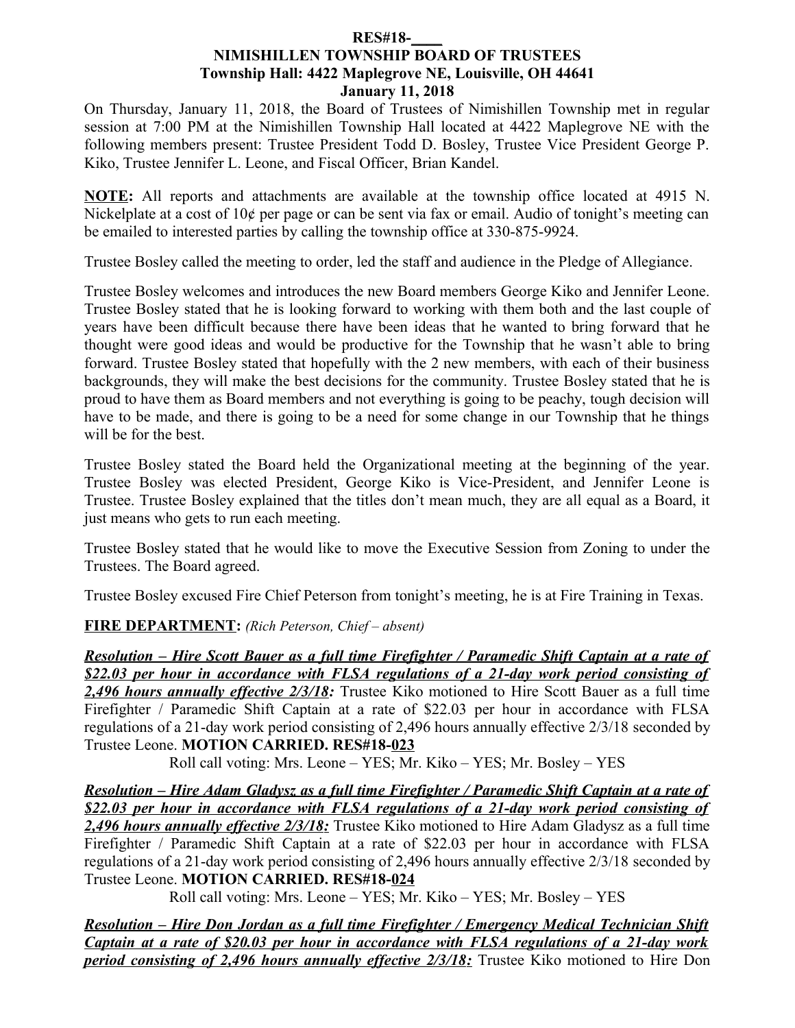**RES#18-\_\_\_\_**

**NIMISHILLEN TOWNSHIP BOARD OF TRUSTEES**

**Township Hall: 4422 Maplegrove NE, Louisville, OH 44641**

**January 11, 2018**

On Thursday, January 11, 2018, the Board of Trustees of Nimishillen Township met in regular session at 7:00 PM at the Nimishillen Township Hall located at 4422 Maplegrove NE with the following members present: Trustee President Todd D. Bosley, Trustee Vice President George P. Kiko, Trustee Jennifer L. Leone, and Fiscal Officer, Brian Kandel.

<u>**NOTE:**</u> All reports and attachments are available at the township office located at 4915 N. Nickelplate at a cost of 10¢ per page or can be sent via fax or email. Audio of tonight's meeting can be emailed to interested parties by calling the township office at 330-875-9924.

Trustee Bosley called the meeting to order, led the staff and audience in the Pledge of Allegiance.

Trustee Bosley welcomes and introduces the new Board members George Kiko and Jennifer Leone. Trustee Bosley stated that he is looking forward to working with them both and the last couple of years have been difficult because there have been ideas that he wanted to bring forward that he thought were good ideas and would be productive for the Township that he wasn't able to bring forward. Trustee Bosley stated that hopefully with the 2 new members, with each of their business backgrounds, they will make the best decisions for the community. Trustee Bosley stated that he is proud to have them as Board members and not everything is going to be peachy, tough decision will have to be made, and there is going to be a need for some change in our Township that he things will be for the best.

Trustee Bosley stated the Board held the Organizational meeting at the beginning of the year. Trustee Bosley was elected President, George Kiko is Vice-President, and Jennifer Leone is Trustee. Trustee Bosley explained that the titles don't mean much, they are all equal as a Board, it just means who gets to run each meeting.

Trustee Bosley stated that he would like to move the Executive Session from Zoning to under the Trustees. The Board agreed.

Trustee Bosley excused Fire Chief Peterson from tonight's meeting, he is at Fire Training in Texas.

<u>**FIRE DEPARTMENT:**</u> *(Rich Peterson, Chief – absent)*

***<u>Resolution – Hire Scott Bauer as a full time Firefighter / Paramedic Shift Captain at a rate of $22.03 per hour in accordance with FLSA regulations of a 21-day work period consisting of 2,496 hours annually effective 2/3/18</u>:*** Trustee Kiko motioned to Hire Scott Bauer as a full time Firefighter / Paramedic Shift Captain at a rate of $22.03 per hour in accordance with FLSA regulations of a 21-day work period consisting of 2,496 hours annually effective 2/3/18 seconded by Trustee Leone. **MOTION CARRIED. RES#18-<u>023</u>**

Roll call voting: Mrs. Leone – YES; Mr. Kiko – YES; Mr. Bosley – YES

***<u>Resolution – Hire Adam Gladysz as a full time Firefighter / Paramedic Shift Captain at a rate of $22.03 per hour in accordance with FLSA regulations of a 21-day work period consisting of 2,496 hours annually effective 2/3/18:</u>*** Trustee Kiko motioned to Hire Adam Gladysz as a full time Firefighter / Paramedic Shift Captain at a rate of $22.03 per hour in accordance with FLSA regulations of a 21-day work period consisting of 2,496 hours annually effective 2/3/18 seconded by Trustee Leone. **MOTION CARRIED. RES#18-<u>024</u>**

Roll call voting: Mrs. Leone – YES; Mr. Kiko – YES; Mr. Bosley – YES

***<u>Resolution – Hire Don Jordan as a full time Firefighter / Emergency Medical Technician Shift Captain at a rate of $20.03 per hour in accordance with FLSA regulations of a 21-day work period consisting of 2,496 hours annually effective 2/3/18:</u>*** Trustee Kiko motioned to Hire Don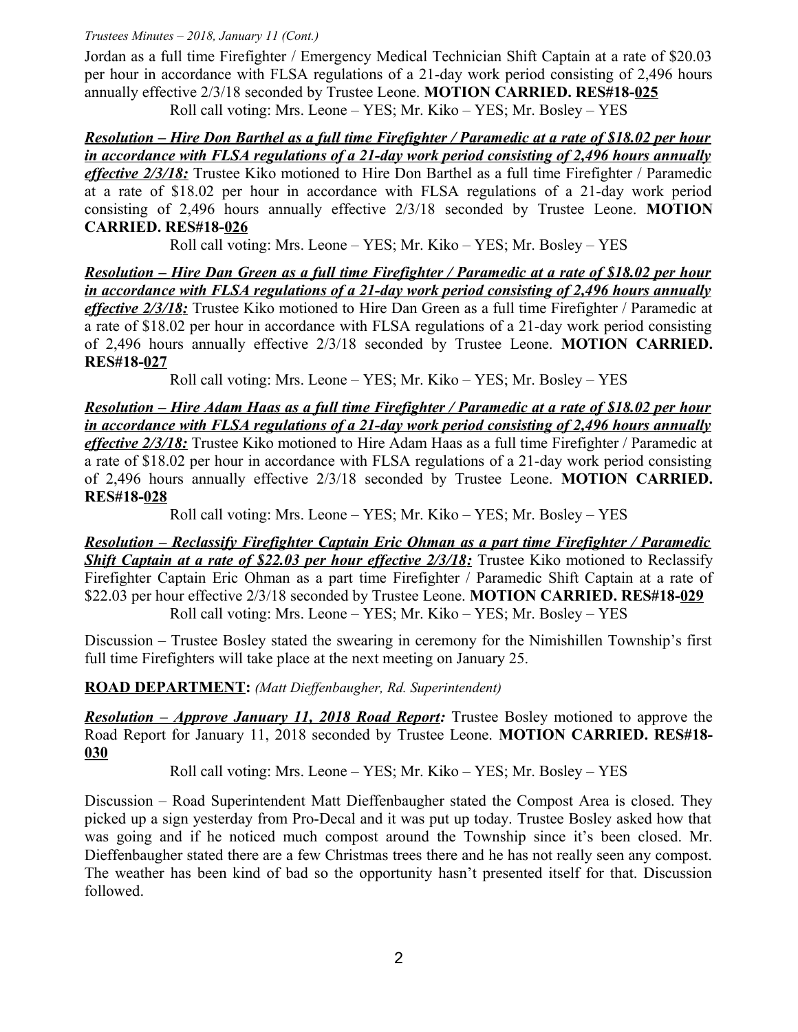Jordan as a full time Firefighter / Emergency Medical Technician Shift Captain at a rate of $20.03 per hour in accordance with FLSA regulations of a 21-day work period consisting of 2,496 hours annually effective 2/3/18 seconded by Trustee Leone. **MOTION CARRIED. RES#18-025**

Roll call voting: Mrs. Leone – YES; Mr. Kiko – YES; Mr. Bosley – YES

***Resolution – Hire Don Barthel as a full time Firefighter / Paramedic at a rate of $18.02 per hour in accordance with FLSA regulations of a 21-day work period consisting of 2,496 hours annually effective 2/3/18:*** Trustee Kiko motioned to Hire Don Barthel as a full time Firefighter / Paramedic at a rate of $18.02 per hour in accordance with FLSA regulations of a 21-day work period consisting of 2,496 hours annually effective 2/3/18 seconded by Trustee Leone. **MOTION CARRIED. RES#18-026**

Roll call voting: Mrs. Leone – YES; Mr. Kiko – YES; Mr. Bosley – YES

***Resolution – Hire Dan Green as a full time Firefighter / Paramedic at a rate of $18.02 per hour in accordance with FLSA regulations of a 21-day work period consisting of 2,496 hours annually effective 2/3/18:*** Trustee Kiko motioned to Hire Dan Green as a full time Firefighter / Paramedic at a rate of $18.02 per hour in accordance with FLSA regulations of a 21-day work period consisting of 2,496 hours annually effective 2/3/18 seconded by Trustee Leone. **MOTION CARRIED. RES#18-027**

Roll call voting: Mrs. Leone – YES; Mr. Kiko – YES; Mr. Bosley – YES

***Resolution – Hire Adam Haas as a full time Firefighter / Paramedic at a rate of $18.02 per hour in accordance with FLSA regulations of a 21-day work period consisting of 2,496 hours annually effective 2/3/18:*** Trustee Kiko motioned to Hire Adam Haas as a full time Firefighter / Paramedic at a rate of $18.02 per hour in accordance with FLSA regulations of a 21-day work period consisting of 2,496 hours annually effective 2/3/18 seconded by Trustee Leone. **MOTION CARRIED. RES#18-028**

Roll call voting: Mrs. Leone – YES; Mr. Kiko – YES; Mr. Bosley – YES

***Resolution – Reclassify Firefighter Captain Eric Ohman as a part time Firefighter / Paramedic Shift Captain at a rate of $22.03 per hour effective 2/3/18:*** Trustee Kiko motioned to Reclassify Firefighter Captain Eric Ohman as a part time Firefighter / Paramedic Shift Captain at a rate of $22.03 per hour effective 2/3/18 seconded by Trustee Leone. **MOTION CARRIED. RES#18-029**

Roll call voting: Mrs. Leone – YES; Mr. Kiko – YES; Mr. Bosley – YES

Discussion – Trustee Bosley stated the swearing in ceremony for the Nimishillen Township's first full time Firefighters will take place at the next meeting on January 25.

**ROAD DEPARTMENT:** *(Matt Dieffenbaugher, Rd. Superintendent)*

***Resolution – Approve January 11, 2018 Road Report:*** Trustee Bosley motioned to approve the Road Report for January 11, 2018 seconded by Trustee Leone. **MOTION CARRIED. RES#18-030**

Roll call voting: Mrs. Leone – YES; Mr. Kiko – YES; Mr. Bosley – YES

Discussion – Road Superintendent Matt Dieffenbaugher stated the Compost Area is closed. They picked up a sign yesterday from Pro-Decal and it was put up today. Trustee Bosley asked how that was going and if he noticed much compost around the Township since it's been closed. Mr. Dieffenbaugher stated there are a few Christmas trees there and he has not really seen any compost. The weather has been kind of bad so the opportunity hasn't presented itself for that. Discussion followed.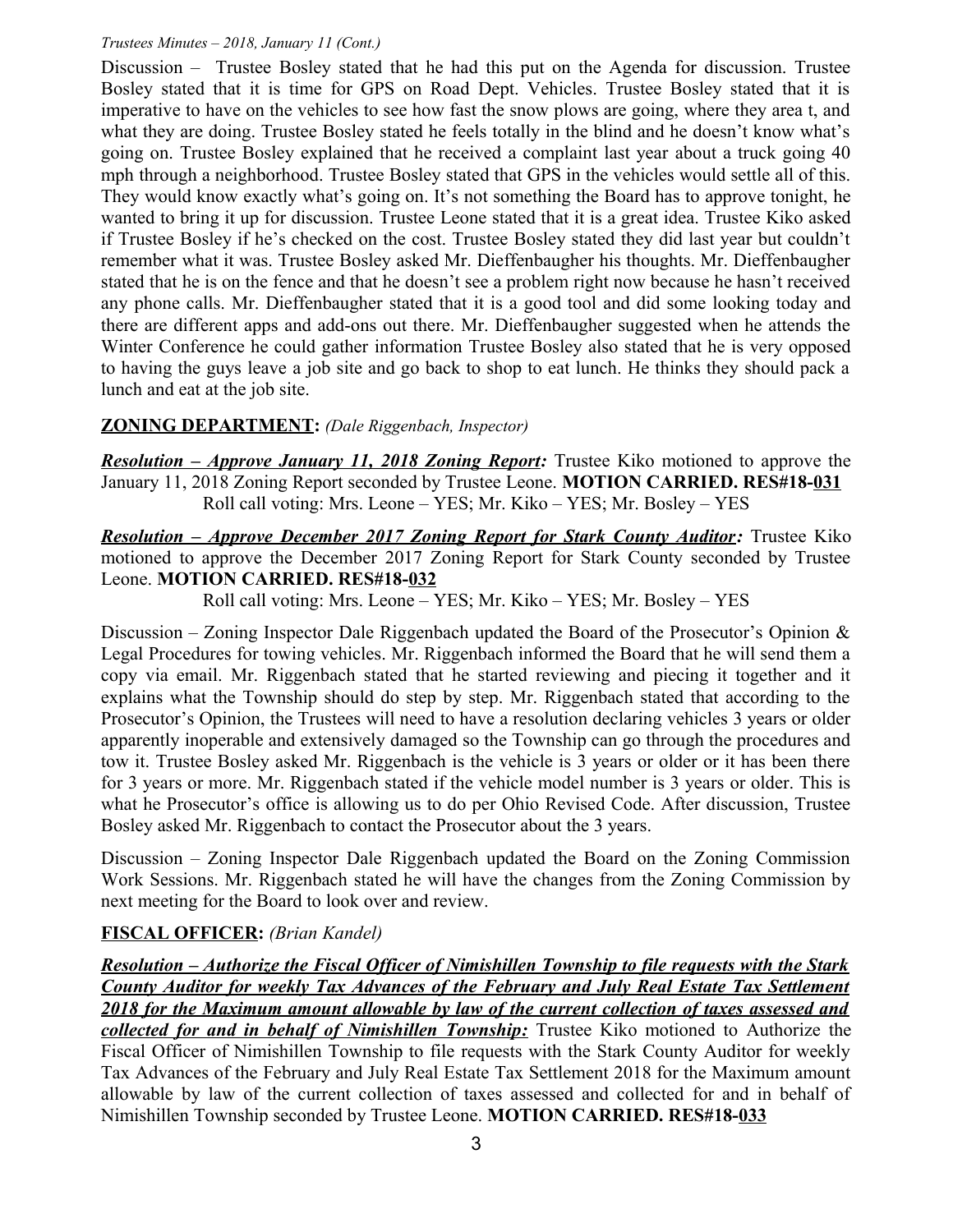Discussion – Trustee Bosley stated that he had this put on the Agenda for discussion. Trustee Bosley stated that it is time for GPS on Road Dept. Vehicles. Trustee Bosley stated that it is imperative to have on the vehicles to see how fast the snow plows are going, where they area t, and what they are doing. Trustee Bosley stated he feels totally in the blind and he doesn't know what's going on. Trustee Bosley explained that he received a complaint last year about a truck going 40 mph through a neighborhood. Trustee Bosley stated that GPS in the vehicles would settle all of this. They would know exactly what's going on. It's not something the Board has to approve tonight, he wanted to bring it up for discussion. Trustee Leone stated that it is a great idea. Trustee Kiko asked if Trustee Bosley if he's checked on the cost. Trustee Bosley stated they did last year but couldn't remember what it was. Trustee Bosley asked Mr. Dieffenbaugher his thoughts. Mr. Dieffenbaugher stated that he is on the fence and that he doesn't see a problem right now because he hasn't received any phone calls. Mr. Dieffenbaugher stated that it is a good tool and did some looking today and there are different apps and add-ons out there. Mr. Dieffenbaugher suggested when he attends the Winter Conference he could gather information Trustee Bosley also stated that he is very opposed to having the guys leave a job site and go back to shop to eat lunch. He thinks they should pack a lunch and eat at the job site.

**ZONING DEPARTMENT:** *(Dale Riggenbach, Inspector)*

***Resolution – Approve January 11, 2018 Zoning Report:*** Trustee Kiko motioned to approve the January 11, 2018 Zoning Report seconded by Trustee Leone. **MOTION CARRIED. RES#18-031**
Roll call voting: Mrs. Leone – YES; Mr. Kiko – YES; Mr. Bosley – YES

***Resolution – Approve December 2017 Zoning Report for Stark County Auditor:*** Trustee Kiko motioned to approve the December 2017 Zoning Report for Stark County seconded by Trustee Leone. **MOTION CARRIED. RES#18-032**
Roll call voting: Mrs. Leone – YES; Mr. Kiko – YES; Mr. Bosley – YES

Discussion – Zoning Inspector Dale Riggenbach updated the Board of the Prosecutor's Opinion & Legal Procedures for towing vehicles. Mr. Riggenbach informed the Board that he will send them a copy via email. Mr. Riggenbach stated that he started reviewing and piecing it together and it explains what the Township should do step by step. Mr. Riggenbach stated that according to the Prosecutor's Opinion, the Trustees will need to have a resolution declaring vehicles 3 years or older apparently inoperable and extensively damaged so the Township can go through the procedures and tow it. Trustee Bosley asked Mr. Riggenbach is the vehicle is 3 years or older or it has been there for 3 years or more. Mr. Riggenbach stated if the vehicle model number is 3 years or older. This is what he Prosecutor's office is allowing us to do per Ohio Revised Code. After discussion, Trustee Bosley asked Mr. Riggenbach to contact the Prosecutor about the 3 years.

Discussion – Zoning Inspector Dale Riggenbach updated the Board on the Zoning Commission Work Sessions. Mr. Riggenbach stated he will have the changes from the Zoning Commission by next meeting for the Board to look over and review.

**FISCAL OFFICER:** *(Brian Kandel)*

***Resolution – Authorize the Fiscal Officer of Nimishillen Township to file requests with the Stark County Auditor for weekly Tax Advances of the February and July Real Estate Tax Settlement 2018 for the Maximum amount allowable by law of the current collection of taxes assessed and collected for and in behalf of Nimishillen Township:*** Trustee Kiko motioned to Authorize the Fiscal Officer of Nimishillen Township to file requests with the Stark County Auditor for weekly Tax Advances of the February and July Real Estate Tax Settlement 2018 for the Maximum amount allowable by law of the current collection of taxes assessed and collected for and in behalf of Nimishillen Township seconded by Trustee Leone. **MOTION CARRIED. RES#18-033**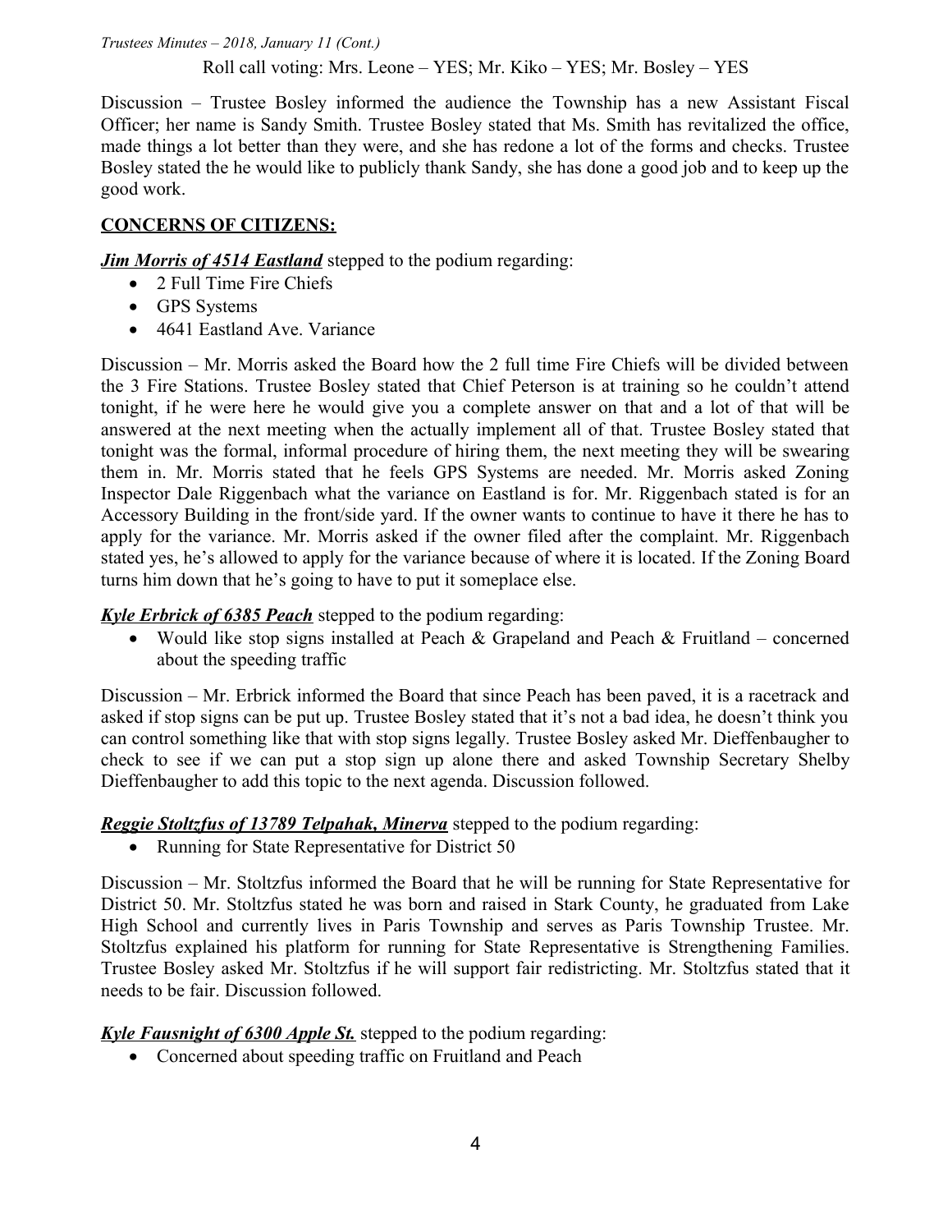Roll call voting: Mrs. Leone – YES; Mr. Kiko – YES; Mr. Bosley – YES

Discussion – Trustee Bosley informed the audience the Township has a new Assistant Fiscal Officer; her name is Sandy Smith. Trustee Bosley stated that Ms. Smith has revitalized the office, made things a lot better than they were, and she has redone a lot of the forms and checks. Trustee Bosley stated the he would like to publicly thank Sandy, she has done a good job and to keep up the good work.

## CONCERNS OF CITIZENS:

***Jim Morris of 4514 Eastland*** stepped to the podium regarding:

- 2 Full Time Fire Chiefs
- GPS Systems
- 4641 Eastland Ave. Variance

Discussion – Mr. Morris asked the Board how the 2 full time Fire Chiefs will be divided between the 3 Fire Stations. Trustee Bosley stated that Chief Peterson is at training so he couldn't attend tonight, if he were here he would give you a complete answer on that and a lot of that will be answered at the next meeting when the actually implement all of that. Trustee Bosley stated that tonight was the formal, informal procedure of hiring them, the next meeting they will be swearing them in. Mr. Morris stated that he feels GPS Systems are needed. Mr. Morris asked Zoning Inspector Dale Riggenbach what the variance on Eastland is for. Mr. Riggenbach stated is for an Accessory Building in the front/side yard. If the owner wants to continue to have it there he has to apply for the variance. Mr. Morris asked if the owner filed after the complaint. Mr. Riggenbach stated yes, he's allowed to apply for the variance because of where it is located. If the Zoning Board turns him down that he's going to have to put it someplace else.

***Kyle Erbrick of 6385 Peach*** stepped to the podium regarding:

- Would like stop signs installed at Peach & Grapeland and Peach & Fruitland – concerned about the speeding traffic

Discussion – Mr. Erbrick informed the Board that since Peach has been paved, it is a racetrack and asked if stop signs can be put up. Trustee Bosley stated that it's not a bad idea, he doesn't think you can control something like that with stop signs legally. Trustee Bosley asked Mr. Dieffenbaugher to check to see if we can put a stop sign up alone there and asked Township Secretary Shelby Dieffenbaugher to add this topic to the next agenda. Discussion followed.

***Reggie Stoltzfus of 13789 Telpahak, Minerva*** stepped to the podium regarding:

- Running for State Representative for District 50

Discussion – Mr. Stoltzfus informed the Board that he will be running for State Representative for District 50. Mr. Stoltzfus stated he was born and raised in Stark County, he graduated from Lake High School and currently lives in Paris Township and serves as Paris Township Trustee. Mr. Stoltzfus explained his platform for running for State Representative is Strengthening Families. Trustee Bosley asked Mr. Stoltzfus if he will support fair redistricting. Mr. Stoltzfus stated that it needs to be fair. Discussion followed.

***Kyle Fausnight of 6300 Apple St.*** stepped to the podium regarding:

- Concerned about speeding traffic on Fruitland and Peach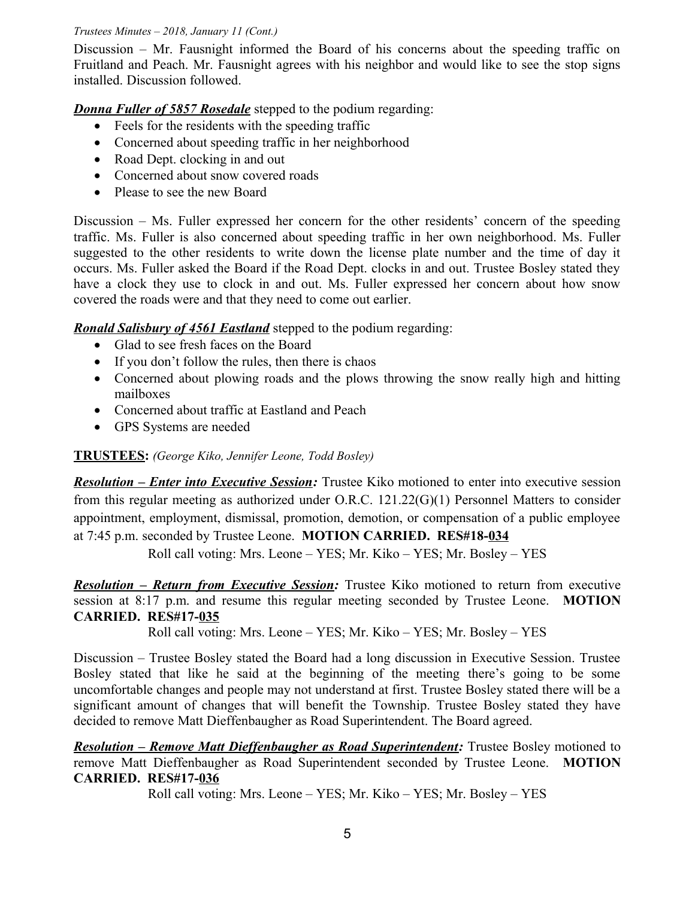Discussion – Mr. Fausnight informed the Board of his concerns about the speeding traffic on Fruitland and Peach. Mr. Fausnight agrees with his neighbor and would like to see the stop signs installed. Discussion followed.

***Donna Fuller of 5857 Rosedale*** stepped to the podium regarding:

- Feels for the residents with the speeding traffic
- Concerned about speeding traffic in her neighborhood
- Road Dept. clocking in and out
- Concerned about snow covered roads
- Please to see the new Board

Discussion – Ms. Fuller expressed her concern for the other residents' concern of the speeding traffic. Ms. Fuller is also concerned about speeding traffic in her own neighborhood. Ms. Fuller suggested to the other residents to write down the license plate number and the time of day it occurs. Ms. Fuller asked the Board if the Road Dept. clocks in and out. Trustee Bosley stated they have a clock they use to clock in and out. Ms. Fuller expressed her concern about how snow covered the roads were and that they need to come out earlier.

***Ronald Salisbury of 4561 Eastland*** stepped to the podium regarding:

- Glad to see fresh faces on the Board
- If you don't follow the rules, then there is chaos
- Concerned about plowing roads and the plows throwing the snow really high and hitting mailboxes
- Concerned about traffic at Eastland and Peach
- GPS Systems are needed

**TRUSTEES:** *(George Kiko, Jennifer Leone, Todd Bosley)*

***Resolution – Enter into Executive Session:*** Trustee Kiko motioned to enter into executive session from this regular meeting as authorized under O.R.C. 121.22(G)(1) Personnel Matters to consider appointment, employment, dismissal, promotion, demotion, or compensation of a public employee at 7:45 p.m. seconded by Trustee Leone. **MOTION CARRIED. RES#18-034**

Roll call voting: Mrs. Leone – YES; Mr. Kiko – YES; Mr. Bosley – YES

***Resolution – Return from Executive Session:*** Trustee Kiko motioned to return from executive session at 8:17 p.m. and resume this regular meeting seconded by Trustee Leone. **MOTION CARRIED. RES#17-035**

Roll call voting: Mrs. Leone – YES; Mr. Kiko – YES; Mr. Bosley – YES

Discussion – Trustee Bosley stated the Board had a long discussion in Executive Session. Trustee Bosley stated that like he said at the beginning of the meeting there's going to be some uncomfortable changes and people may not understand at first. Trustee Bosley stated there will be a significant amount of changes that will benefit the Township. Trustee Bosley stated they have decided to remove Matt Dieffenbaugher as Road Superintendent. The Board agreed.

***Resolution – Remove Matt Dieffenbaugher as Road Superintendent:*** Trustee Bosley motioned to remove Matt Dieffenbaugher as Road Superintendent seconded by Trustee Leone. **MOTION CARRIED. RES#17-036**

Roll call voting: Mrs. Leone – YES; Mr. Kiko – YES; Mr. Bosley – YES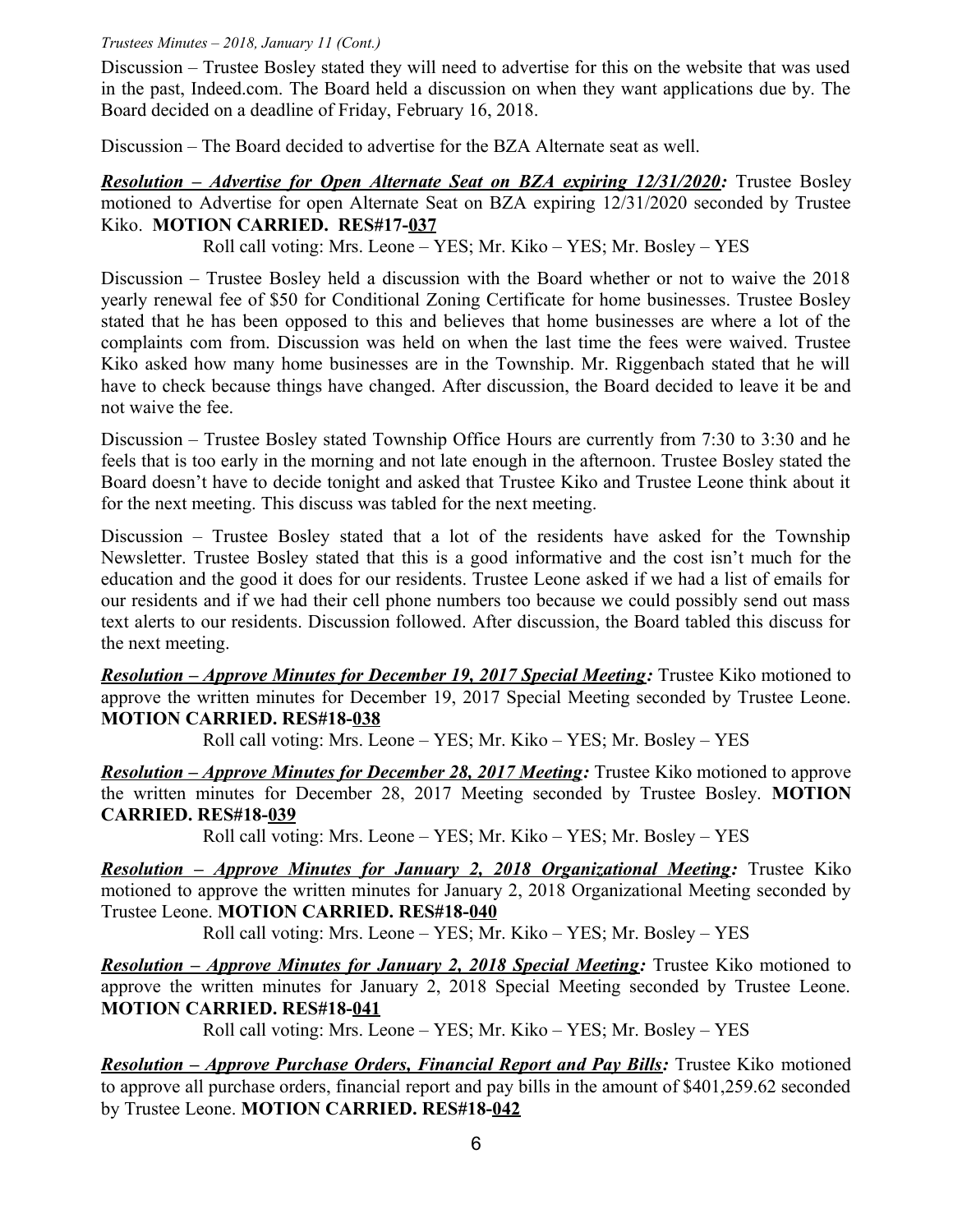Discussion – Trustee Bosley stated they will need to advertise for this on the website that was used in the past, Indeed.com. The Board held a discussion on when they want applications due by. The Board decided on a deadline of Friday, February 16, 2018.

Discussion – The Board decided to advertise for the BZA Alternate seat as well.

***Resolution – Advertise for Open Alternate Seat on BZA expiring 12/31/2020:*** Trustee Bosley motioned to Advertise for open Alternate Seat on BZA expiring 12/31/2020 seconded by Trustee Kiko. **MOTION CARRIED. RES#17-037**

Roll call voting: Mrs. Leone – YES; Mr. Kiko – YES; Mr. Bosley – YES

Discussion – Trustee Bosley held a discussion with the Board whether or not to waive the 2018 yearly renewal fee of $50 for Conditional Zoning Certificate for home businesses. Trustee Bosley stated that he has been opposed to this and believes that home businesses are where a lot of the complaints com from. Discussion was held on when the last time the fees were waived. Trustee Kiko asked how many home businesses are in the Township. Mr. Riggenbach stated that he will have to check because things have changed. After discussion, the Board decided to leave it be and not waive the fee.

Discussion – Trustee Bosley stated Township Office Hours are currently from 7:30 to 3:30 and he feels that is too early in the morning and not late enough in the afternoon. Trustee Bosley stated the Board doesn't have to decide tonight and asked that Trustee Kiko and Trustee Leone think about it for the next meeting. This discuss was tabled for the next meeting.

Discussion – Trustee Bosley stated that a lot of the residents have asked for the Township Newsletter. Trustee Bosley stated that this is a good informative and the cost isn't much for the education and the good it does for our residents. Trustee Leone asked if we had a list of emails for our residents and if we had their cell phone numbers too because we could possibly send out mass text alerts to our residents. Discussion followed. After discussion, the Board tabled this discuss for the next meeting.

***Resolution – Approve Minutes for December 19, 2017 Special Meeting:*** Trustee Kiko motioned to approve the written minutes for December 19, 2017 Special Meeting seconded by Trustee Leone. **MOTION CARRIED. RES#18-038**

Roll call voting: Mrs. Leone – YES; Mr. Kiko – YES; Mr. Bosley – YES

***Resolution – Approve Minutes for December 28, 2017 Meeting:*** Trustee Kiko motioned to approve the written minutes for December 28, 2017 Meeting seconded by Trustee Bosley. **MOTION CARRIED. RES#18-039**

Roll call voting: Mrs. Leone – YES; Mr. Kiko – YES; Mr. Bosley – YES

***Resolution – Approve Minutes for January 2, 2018 Organizational Meeting:*** Trustee Kiko motioned to approve the written minutes for January 2, 2018 Organizational Meeting seconded by Trustee Leone. **MOTION CARRIED. RES#18-040**

Roll call voting: Mrs. Leone – YES; Mr. Kiko – YES; Mr. Bosley – YES

***Resolution – Approve Minutes for January 2, 2018 Special Meeting:*** Trustee Kiko motioned to approve the written minutes for January 2, 2018 Special Meeting seconded by Trustee Leone. **MOTION CARRIED. RES#18-041**

Roll call voting: Mrs. Leone – YES; Mr. Kiko – YES; Mr. Bosley – YES

***Resolution – Approve Purchase Orders, Financial Report and Pay Bills:*** Trustee Kiko motioned to approve all purchase orders, financial report and pay bills in the amount of $401,259.62 seconded by Trustee Leone. **MOTION CARRIED. RES#18-042**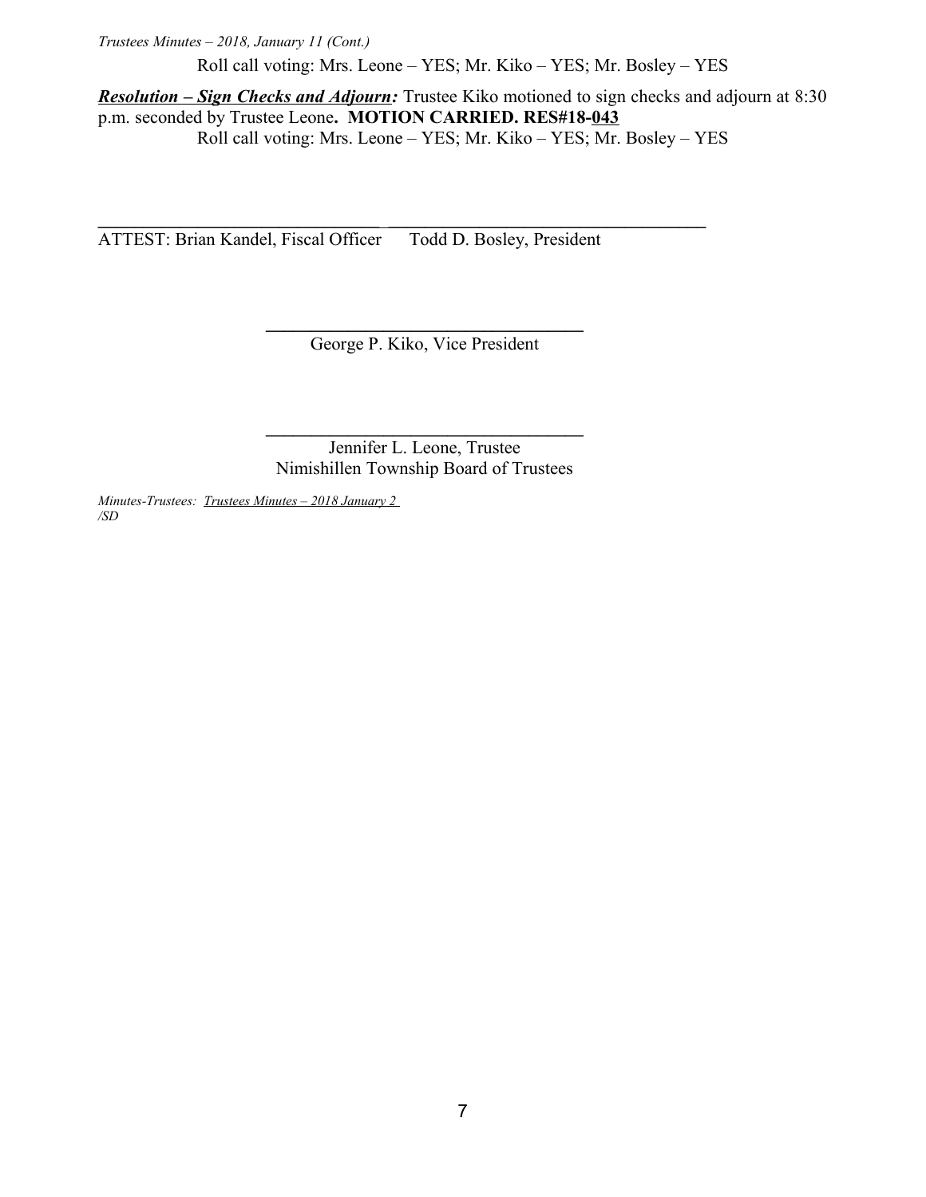Roll call voting: Mrs. Leone – YES; Mr. Kiko – YES; Mr. Bosley – YES

***Resolution – Sign Checks and Adjourn:*** Trustee Kiko motioned to sign checks and adjourn at 8:30 p.m. seconded by Trustee Leone**. MOTION CARRIED. RES#18-043**

Roll call voting: Mrs. Leone – YES; Mr. Kiko – YES; Mr. Bosley – YES

_______________________________ _______________________________

ATTEST: Brian Kandel, Fiscal Officer Todd D. Bosley, President

_______________________________

George P. Kiko, Vice President

_______________________________

Jennifer L. Leone, Trustee

Nimishillen Township Board of Trustees

*Minutes-Trustees: Trustees Minutes – 2018 January 2*

*/SD*